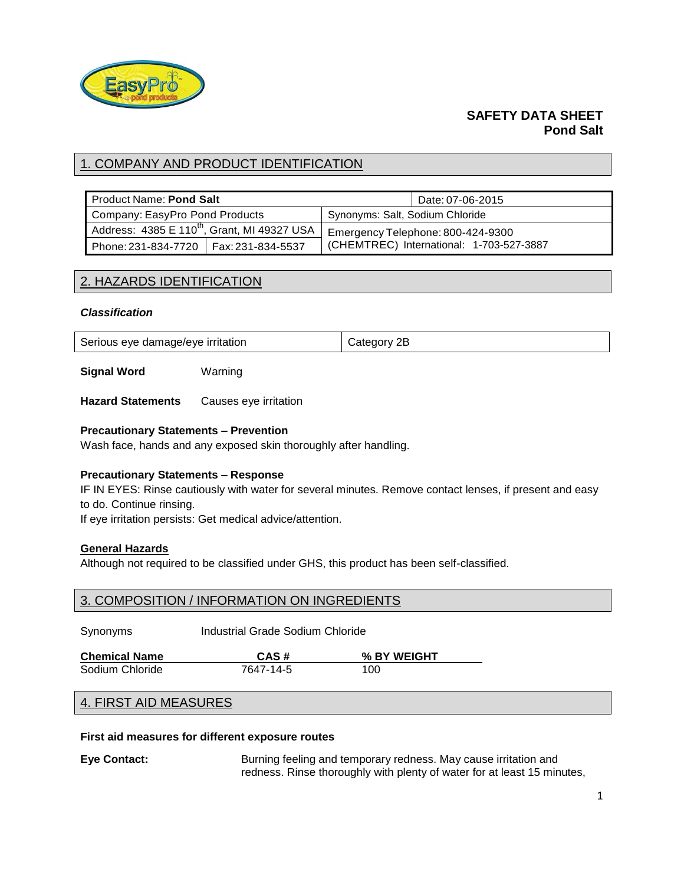# SAFETY DATA SHEET
# Pond Salt

## 1. COMPANY AND PRODUCT IDENTIFICATION

| | | | |
|---|---|---|---|
| Product Name: **Pond Salt** | | | Date: 07-06-2015 |
| Company: EasyPro Pond Products | | Synonyms: Salt, Sodium Chloride | |
| Address: 4385 E 110th, Grant, MI 49327 USA | | Emergency Telephone: 800-424-9300 (CHEMTREC) International: 1-703-527-3887 | |
| Phone: 231-834-7720 | Fax: 231-834-5537 | | |

## 2. HAZARDS IDENTIFICATION

***Classification***

| | |
|---|---|
| Serious eye damage/eye irritation | Category 2B |

**Signal Word** Warning

**Hazard Statements** Causes eye irritation

**Precautionary Statements – Prevention**

Wash face, hands and any exposed skin thoroughly after handling.

**Precautionary Statements – Response**

IF IN EYES: Rinse cautiously with water for several minutes. Remove contact lenses, if present and easy to do. Continue rinsing.

If eye irritation persists: Get medical advice/attention.

**General Hazards**

Although not required to be classified under GHS, this product has been self-classified.

## 3. COMPOSITION / INFORMATION ON INGREDIENTS

Synonyms Industrial Grade Sodium Chloride

| Chemical Name | CAS # | % BY WEIGHT |
|---|---|---|
| Sodium Chloride | 7647-14-5 | 100 |

## 4. FIRST AID MEASURES

**First aid measures for different exposure routes**

**Eye Contact:** Burning feeling and temporary redness. May cause irritation and redness. Rinse thoroughly with plenty of water for at least 15 minutes,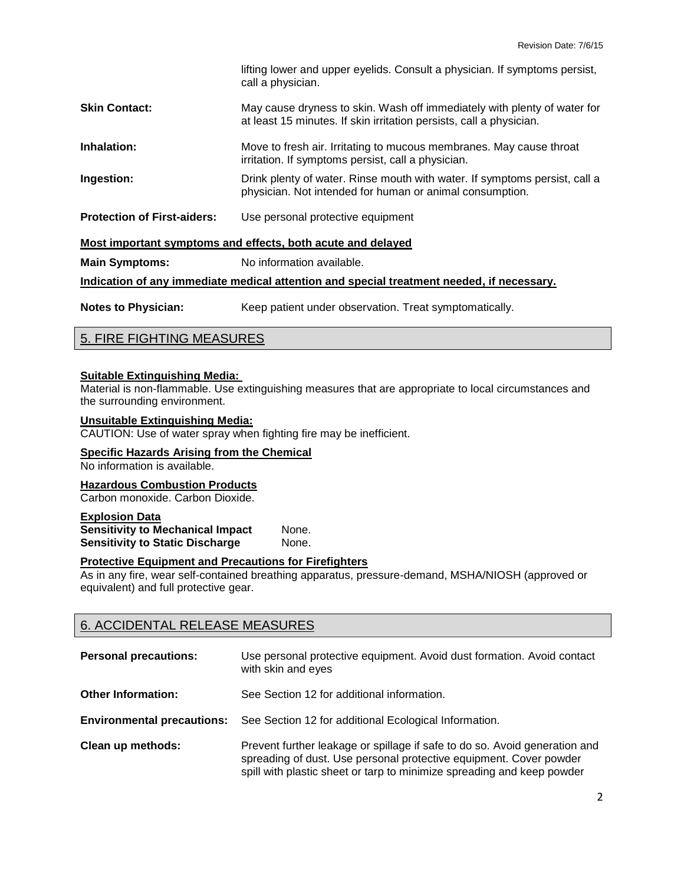lifting lower and upper eyelids. Consult a physician. If symptoms persist, call a physician.

**Skin Contact:** May cause dryness to skin. Wash off immediately with plenty of water for at least 15 minutes. If skin irritation persists, call a physician.

**Inhalation:** Move to fresh air. Irritating to mucous membranes. May cause throat irritation. If symptoms persist, call a physician.

**Ingestion:** Drink plenty of water. Rinse mouth with water. If symptoms persist, call a physician. Not intended for human or animal consumption.

**Protection of First-aiders:** Use personal protective equipment

**Most important symptoms and effects, both acute and delayed**

**Main Symptoms:** No information available.

**Indication of any immediate medical attention and special treatment needed, if necessary.**

**Notes to Physician:** Keep patient under observation. Treat symptomatically.

## 5. FIRE FIGHTING MEASURES

**Suitable Extinguishing Media:**
Material is non-flammable. Use extinguishing measures that are appropriate to local circumstances and the surrounding environment.

**Unsuitable Extinguishing Media:**
CAUTION: Use of water spray when fighting fire may be inefficient.

**Specific Hazards Arising from the Chemical**
No information is available.

**Hazardous Combustion Products**
Carbon monoxide. Carbon Dioxide.

**Explosion Data**
**Sensitivity to Mechanical Impact** None.
**Sensitivity to Static Discharge** None.

**Protective Equipment and Precautions for Firefighters**
As in any fire, wear self-contained breathing apparatus, pressure-demand, MSHA/NIOSH (approved or equivalent) and full protective gear.

## 6. ACCIDENTAL RELEASE MEASURES

**Personal precautions:** Use personal protective equipment. Avoid dust formation. Avoid contact with skin and eyes

**Other Information:** See Section 12 for additional information.

**Environmental precautions:** See Section 12 for additional Ecological Information.

**Clean up methods:** Prevent further leakage or spillage if safe to do so. Avoid generation and spreading of dust. Use personal protective equipment. Cover powder spill with plastic sheet or tarp to minimize spreading and keep powder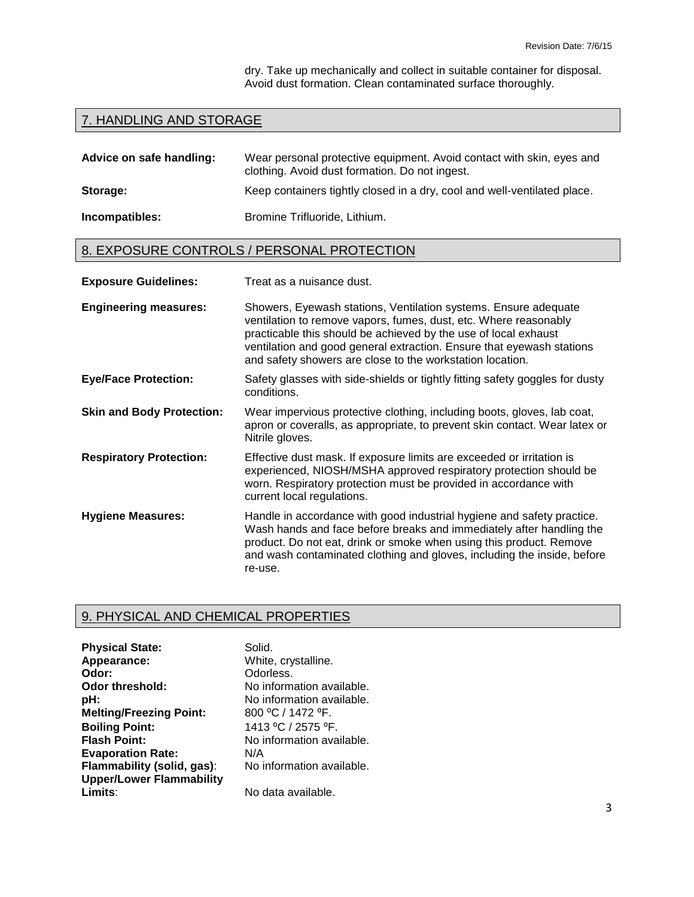dry. Take up mechanically and collect in suitable container for disposal. Avoid dust formation. Clean contaminated surface thoroughly.

## 7. HANDLING AND STORAGE

| | |
|---|---|
| **Advice on safe handling:** | Wear personal protective equipment. Avoid contact with skin, eyes and clothing. Avoid dust formation. Do not ingest. |
| **Storage:** | Keep containers tightly closed in a dry, cool and well-ventilated place. |
| **Incompatibles:** | Bromine Trifluoride, Lithium. |

## 8. EXPOSURE CONTROLS / PERSONAL PROTECTION

| | |
|---|---|
| **Exposure Guidelines:** | Treat as a nuisance dust. |
| **Engineering measures:** | Showers, Eyewash stations, Ventilation systems. Ensure adequate ventilation to remove vapors, fumes, dust, etc. Where reasonably practicable this should be achieved by the use of local exhaust ventilation and good general extraction. Ensure that eyewash stations and safety showers are close to the workstation location. |
| **Eye/Face Protection:** | Safety glasses with side-shields or tightly fitting safety goggles for dusty conditions. |
| **Skin and Body Protection:** | Wear impervious protective clothing, including boots, gloves, lab coat, apron or coveralls, as appropriate, to prevent skin contact. Wear latex or Nitrile gloves. |
| **Respiratory Protection:** | Effective dust mask. If exposure limits are exceeded or irritation is experienced, NIOSH/MSHA approved respiratory protection should be worn. Respiratory protection must be provided in accordance with current local regulations. |
| **Hygiene Measures:** | Handle in accordance with good industrial hygiene and safety practice. Wash hands and face before breaks and immediately after handling the product. Do not eat, drink or smoke when using this product. Remove and wash contaminated clothing and gloves, including the inside, before re-use. |

## 9. PHYSICAL AND CHEMICAL PROPERTIES

| | |
|---|---|
| **Physical State:** | Solid. |
| **Appearance:** | White, crystalline. |
| **Odor:** | Odorless. |
| **Odor threshold:** | No information available. |
| **pH:** | No information available. |
| **Melting/Freezing Point:** | 800 ºC / 1472 ºF. |
| **Boiling Point:** | 1413 ºC / 2575 ºF. |
| **Flash Point:** | No information available. |
| **Evaporation Rate:** | N/A |
| **Flammability (solid, gas)**: | No information available. |
| **Upper/Lower Flammability Limits**: | No data available. |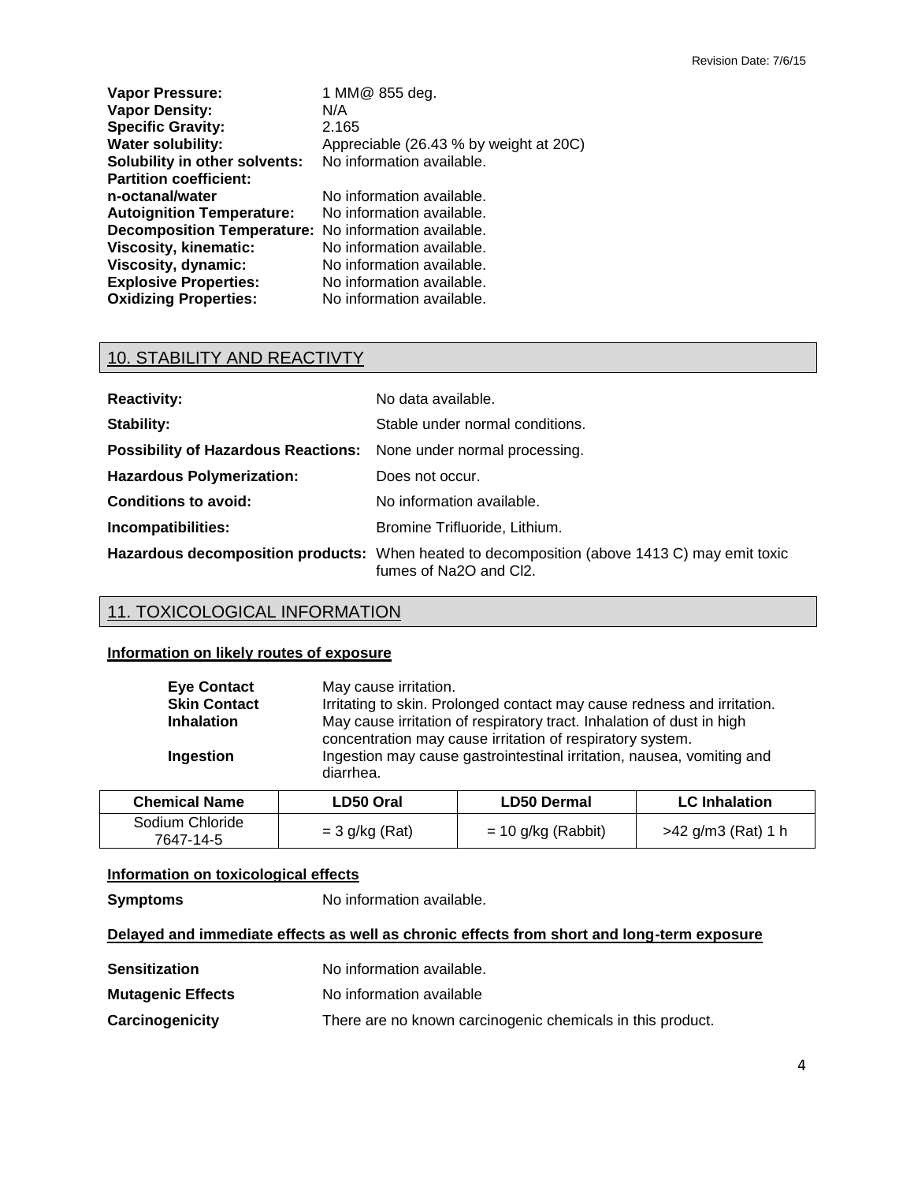**Vapor Pressure:** 1 MM@ 855 deg.
**Vapor Density:** N/A
**Specific Gravity:** 2.165
**Water solubility:** Appreciable (26.43 % by weight at 20C)
**Solubility in other solvents:** No information available.
**Partition coefficient:**
**n-octanal/water** No information available.
**Autoignition Temperature:** No information available.
**Decomposition Temperature:** No information available.
**Viscosity, kinematic:** No information available.
**Viscosity, dynamic:** No information available.
**Explosive Properties:** No information available.
**Oxidizing Properties:** No information available.

## 10. STABILITY AND REACTIVTY

**Reactivity:** No data available.

**Stability:** Stable under normal conditions.

**Possibility of Hazardous Reactions:** None under normal processing.

**Hazardous Polymerization:** Does not occur.

**Conditions to avoid:** No information available.

**Incompatibilities:** Bromine Trifluoride, Lithium.

**Hazardous decomposition products:** When heated to decomposition (above 1413 C) may emit toxic fumes of $Na_2O$ and $Cl_2$.

## 11. TOXICOLOGICAL INFORMATION

**Information on likely routes of exposure**

**Eye Contact** May cause irritation.
**Skin Contact** Irritating to skin. Prolonged contact may cause redness and irritation.
**Inhalation** May cause irritation of respiratory tract. Inhalation of dust in high concentration may cause irritation of respiratory system.
**Ingestion** Ingestion may cause gastrointestinal irritation, nausea, vomiting and diarrhea.

| Chemical Name | LD50 Oral | LD50 Dermal | LC Inhalation |
| --- | --- | --- | --- |
| Sodium Chloride 7647-14-5 | = 3 g/kg (Rat) | = 10 g/kg (Rabbit) | >42 g/m3 (Rat) 1 h |

**Information on toxicological effects**

**Symptoms** No information available.

**Delayed and immediate effects as well as chronic effects from short and long-term exposure**

**Sensitization** No information available.

**Mutagenic Effects** No information available

**Carcinogenicity** There are no known carcinogenic chemicals in this product.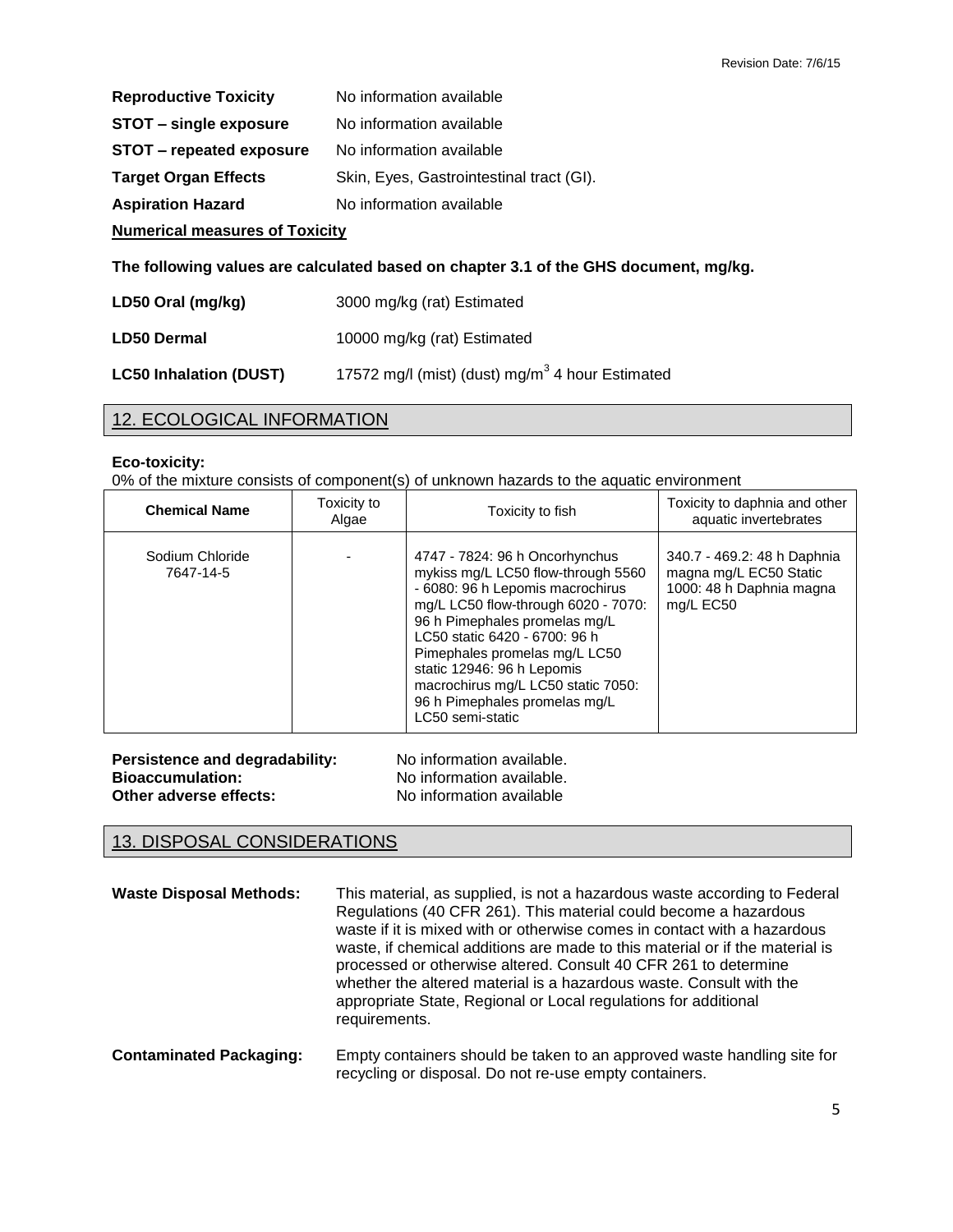**Reproductive Toxicity** No information available

**STOT – single exposure** No information available

**STOT – repeated exposure** No information available

**Target Organ Effects** Skin, Eyes, Gastrointestinal tract (GI).

**Aspiration Hazard** No information available

**Numerical measures of Toxicity**

**The following values are calculated based on chapter 3.1 of the GHS document, mg/kg.**

**LD50 Oral (mg/kg)** 3000 mg/kg (rat) Estimated

**LD50 Dermal** 10000 mg/kg (rat) Estimated

**LC50 Inhalation (DUST)** 17572 mg/l (mist) (dust) mg/m$^3$ 4 hour Estimated

## 12. ECOLOGICAL INFORMATION

**Eco-toxicity:**

0% of the mixture consists of component(s) of unknown hazards to the aquatic environment

| Chemical Name | Toxicity to Algae | Toxicity to fish | Toxicity to daphnia and other aquatic invertebrates |
|---|---|---|---|
| Sodium Chloride 7647-14-5 | - | 4747 - 7824: 96 h Oncorhynchus mykiss mg/L LC50 flow-through 5560 - 6080: 96 h Lepomis macrochirus mg/L LC50 flow-through 6020 - 7070: 96 h Pimephales promelas mg/L LC50 static 6420 - 6700: 96 h Pimephales promelas mg/L LC50 static 12946: 96 h Lepomis macrochirus mg/L LC50 static 7050: 96 h Pimephales promelas mg/L LC50 semi-static | 340.7 - 469.2: 48 h Daphnia magna mg/L EC50 Static 1000: 48 h Daphnia magna mg/L EC50 |

**Persistence and degradability:** No information available.
**Bioaccumulation:** No information available.
**Other adverse effects:** No information available

## 13. DISPOSAL CONSIDERATIONS

**Waste Disposal Methods:** This material, as supplied, is not a hazardous waste according to Federal Regulations (40 CFR 261). This material could become a hazardous waste if it is mixed with or otherwise comes in contact with a hazardous waste, if chemical additions are made to this material or if the material is processed or otherwise altered. Consult 40 CFR 261 to determine whether the altered material is a hazardous waste. Consult with the appropriate State, Regional or Local regulations for additional requirements.

**Contaminated Packaging:** Empty containers should be taken to an approved waste handling site for recycling or disposal. Do not re-use empty containers.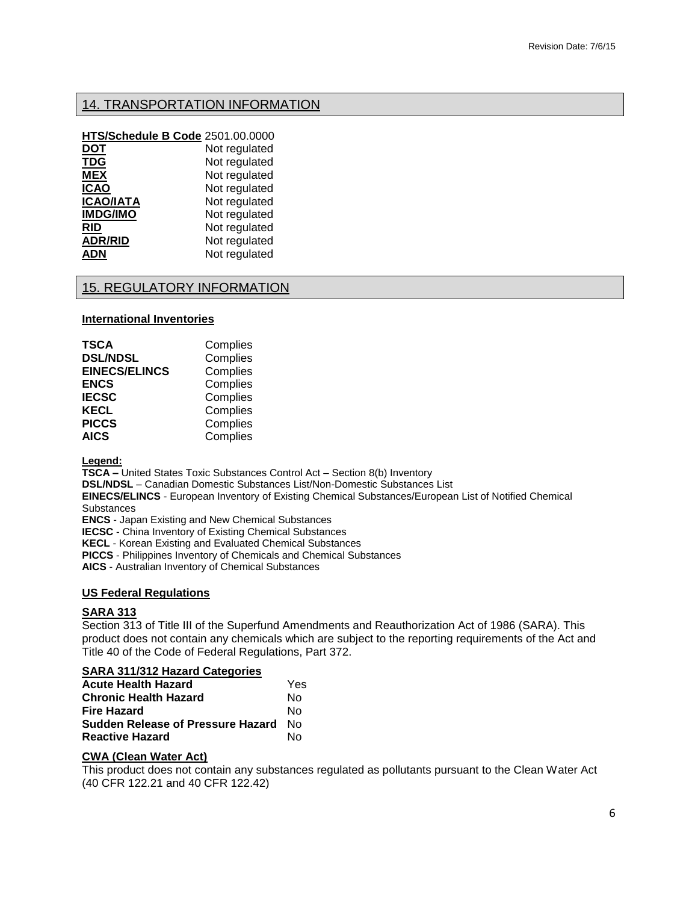## 14. TRANSPORTATION INFORMATION

| | |
|---|---|
| **HTS/Schedule B Code** | 2501.00.0000 |
| **DOT** | Not regulated |
| **TDG** | Not regulated |
| **MEX** | Not regulated |
| **ICAO** | Not regulated |
| **ICAO/IATA** | Not regulated |
| **IMDG/IMO** | Not regulated |
| **RID** | Not regulated |
| **ADR/RID** | Not regulated |
| **ADN** | Not regulated |

## 15. REGULATORY INFORMATION

### International Inventories

| | |
|---|---|
| **TSCA** | Complies |
| **DSL/NDSL** | Complies |
| **EINECS/ELINCS** | Complies |
| **ENCS** | Complies |
| **IECSC** | Complies |
| **KECL** | Complies |
| **PICCS** | Complies |
| **AICS** | Complies |

**Legend:**

**TSCA –** United States Toxic Substances Control Act – Section 8(b) Inventory
**DSL/NDSL** – Canadian Domestic Substances List/Non-Domestic Substances List
**EINECS/ELINCS** - European Inventory of Existing Chemical Substances/European List of Notified Chemical Substances
**ENCS** - Japan Existing and New Chemical Substances
**IECSC** - China Inventory of Existing Chemical Substances
**KECL** - Korean Existing and Evaluated Chemical Substances
**PICCS** - Philippines Inventory of Chemicals and Chemical Substances
**AICS** - Australian Inventory of Chemical Substances

### US Federal Regulations

**SARA 313**

Section 313 of Title III of the Superfund Amendments and Reauthorization Act of 1986 (SARA). This product does not contain any chemicals which are subject to the reporting requirements of the Act and Title 40 of the Code of Federal Regulations, Part 372.

**SARA 311/312 Hazard Categories**

| | |
|---|---|
| **Acute Health Hazard** | Yes |
| **Chronic Health Hazard** | No |
| **Fire Hazard** | No |
| **Sudden Release of Pressure Hazard** | No |
| **Reactive Hazard** | No |

**CWA (Clean Water Act)**

This product does not contain any substances regulated as pollutants pursuant to the Clean Water Act (40 CFR 122.21 and 40 CFR 122.42)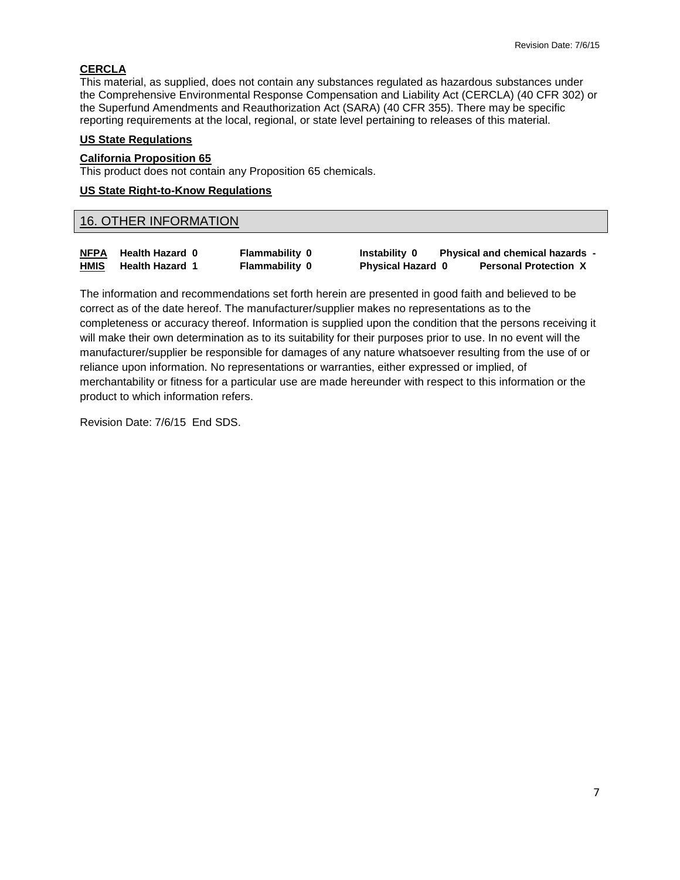**CERCLA**

This material, as supplied, does not contain any substances regulated as hazardous substances under the Comprehensive Environmental Response Compensation and Liability Act (CERCLA) (40 CFR 302) or the Superfund Amendments and Reauthorization Act (SARA) (40 CFR 355). There may be specific reporting requirements at the local, regional, or state level pertaining to releases of this material.

**US State Regulations**

**California Proposition 65**

This product does not contain any Proposition 65 chemicals.

**US State Right-to-Know Regulations**

## 16. OTHER INFORMATION

| | | | | |
|---|---|---|---|---|
| **NFPA** | **Health Hazard 0** | **Flammability 0** | **Instability 0** | **Physical and chemical hazards -** |
| **HMIS** | **Health Hazard 1** | **Flammability 0** | **Physical Hazard 0** | **Personal Protection X** |

The information and recommendations set forth herein are presented in good faith and believed to be correct as of the date hereof. The manufacturer/supplier makes no representations as to the completeness or accuracy thereof. Information is supplied upon the condition that the persons receiving it will make their own determination as to its suitability for their purposes prior to use. In no event will the manufacturer/supplier be responsible for damages of any nature whatsoever resulting from the use of or reliance upon information. No representations or warranties, either expressed or implied, of merchantability or fitness for a particular use are made hereunder with respect to this information or the product to which information refers.

Revision Date: 7/6/15 End SDS.